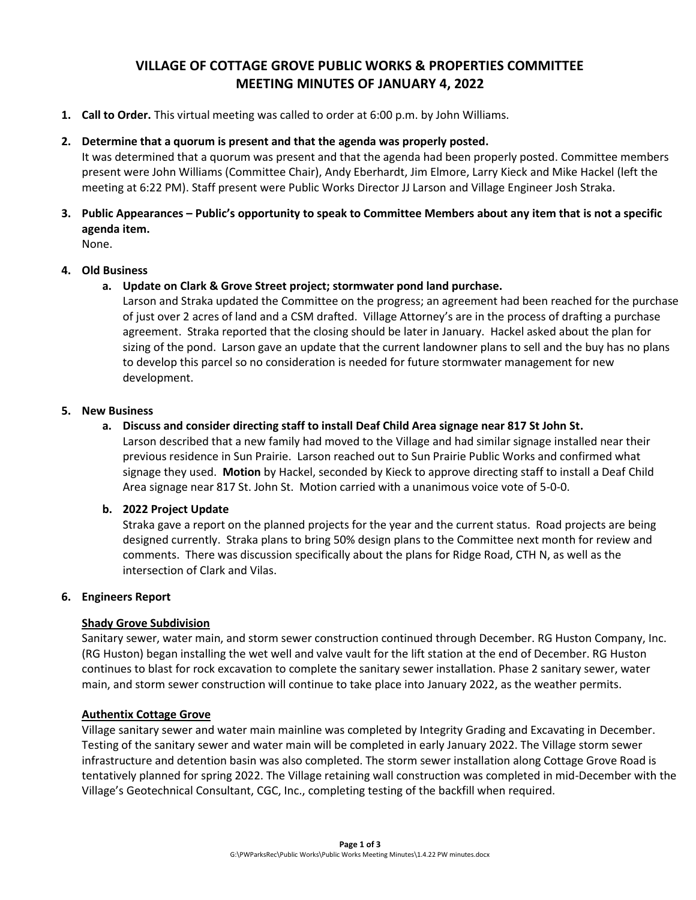# VILLAGE OF COTTAGE GROVE PUBLIC WORKS & PROPERTIES COMMITTEE
# MEETING MINUTES OF JANUARY 4, 2022

1. **Call to Order.** This virtual meeting was called to order at 6:00 p.m. by John Williams.

2. **Determine that a quorum is present and that the agenda was properly posted.**
   It was determined that a quorum was present and that the agenda had been properly posted. Committee members present were John Williams (Committee Chair), Andy Eberhardt, Jim Elmore, Larry Kieck and Mike Hackel (left the meeting at 6:22 PM). Staff present were Public Works Director JJ Larson and Village Engineer Josh Straka.

3. **Public Appearances – Public's opportunity to speak to Committee Members about any item that is not a specific agenda item.**
   None.

4. **Old Business**
   a. **Update on Clark & Grove Street project; stormwater pond land purchase.**
   Larson and Straka updated the Committee on the progress; an agreement had been reached for the purchase of just over 2 acres of land and a CSM drafted. Village Attorney's are in the process of drafting a purchase agreement. Straka reported that the closing should be later in January. Hackel asked about the plan for sizing of the pond. Larson gave an update that the current landowner plans to sell and the buy has no plans to develop this parcel so no consideration is needed for future stormwater management for new development.

5. **New Business**
   a. **Discuss and consider directing staff to install Deaf Child Area signage near 817 St John St.**
   Larson described that a new family had moved to the Village and had similar signage installed near their previous residence in Sun Prairie. Larson reached out to Sun Prairie Public Works and confirmed what signage they used. **Motion** by Hackel, seconded by Kieck to approve directing staff to install a Deaf Child Area signage near 817 St. John St. Motion carried with a unanimous voice vote of 5-0-0.

   b. **2022 Project Update**
   Straka gave a report on the planned projects for the year and the current status. Road projects are being designed currently. Straka plans to bring 50% design plans to the Committee next month for review and comments. There was discussion specifically about the plans for Ridge Road, CTH N, as well as the intersection of Clark and Vilas.

6. **Engineers Report**

**Shady Grove Subdivision**

Sanitary sewer, water main, and storm sewer construction continued through December. RG Huston Company, Inc. (RG Huston) began installing the wet well and valve vault for the lift station at the end of December. RG Huston continues to blast for rock excavation to complete the sanitary sewer installation. Phase 2 sanitary sewer, water main, and storm sewer construction will continue to take place into January 2022, as the weather permits.

**Authentix Cottage Grove**

Village sanitary sewer and water main mainline was completed by Integrity Grading and Excavating in December. Testing of the sanitary sewer and water main will be completed in early January 2022. The Village storm sewer infrastructure and detention basin was also completed. The storm sewer installation along Cottage Grove Road is tentatively planned for spring 2022. The Village retaining wall construction was completed in mid-December with the Village's Geotechnical Consultant, CGC, Inc., completing testing of the backfill when required.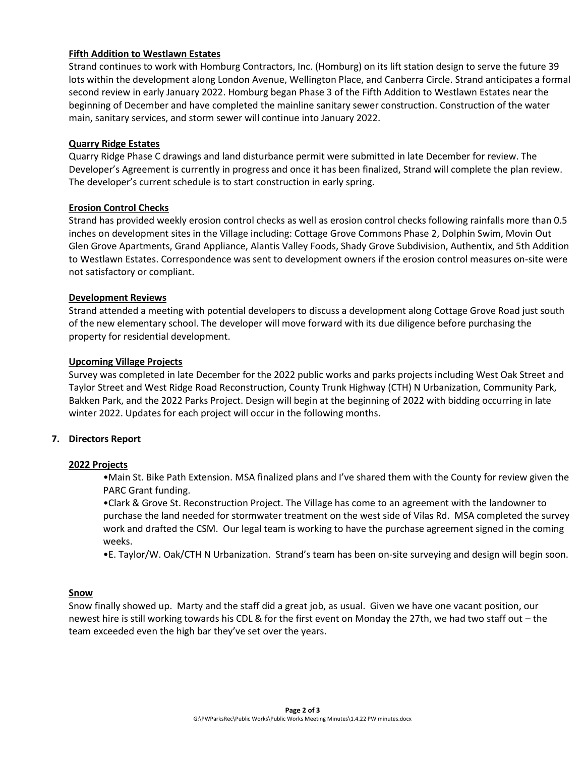**Fifth Addition to Westlawn Estates**

Strand continues to work with Homburg Contractors, Inc. (Homburg) on its lift station design to serve the future 39 lots within the development along London Avenue, Wellington Place, and Canberra Circle. Strand anticipates a formal second review in early January 2022. Homburg began Phase 3 of the Fifth Addition to Westlawn Estates near the beginning of December and have completed the mainline sanitary sewer construction. Construction of the water main, sanitary services, and storm sewer will continue into January 2022.

**Quarry Ridge Estates**

Quarry Ridge Phase C drawings and land disturbance permit were submitted in late December for review. The Developer's Agreement is currently in progress and once it has been finalized, Strand will complete the plan review. The developer's current schedule is to start construction in early spring.

**Erosion Control Checks**

Strand has provided weekly erosion control checks as well as erosion control checks following rainfalls more than 0.5 inches on development sites in the Village including: Cottage Grove Commons Phase 2, Dolphin Swim, Movin Out Glen Grove Apartments, Grand Appliance, Alantis Valley Foods, Shady Grove Subdivision, Authentix, and 5th Addition to Westlawn Estates. Correspondence was sent to development owners if the erosion control measures on-site were not satisfactory or compliant.

**Development Reviews**

Strand attended a meeting with potential developers to discuss a development along Cottage Grove Road just south of the new elementary school. The developer will move forward with its due diligence before purchasing the property for residential development.

**Upcoming Village Projects**

Survey was completed in late December for the 2022 public works and parks projects including West Oak Street and Taylor Street and West Ridge Road Reconstruction, County Trunk Highway (CTH) N Urbanization, Community Park, Bakken Park, and the 2022 Parks Project. Design will begin at the beginning of 2022 with bidding occurring in late winter 2022. Updates for each project will occur in the following months.

**7. Directors Report**

**2022 Projects**

- Main St. Bike Path Extension. MSA finalized plans and I've shared them with the County for review given the PARC Grant funding.
- Clark & Grove St. Reconstruction Project. The Village has come to an agreement with the landowner to purchase the land needed for stormwater treatment on the west side of Vilas Rd. MSA completed the survey work and drafted the CSM. Our legal team is working to have the purchase agreement signed in the coming weeks.
- E. Taylor/W. Oak/CTH N Urbanization. Strand's team has been on-site surveying and design will begin soon.

**Snow**

Snow finally showed up. Marty and the staff did a great job, as usual. Given we have one vacant position, our newest hire is still working towards his CDL & for the first event on Monday the 27th, we had two staff out – the team exceeded even the high bar they've set over the years.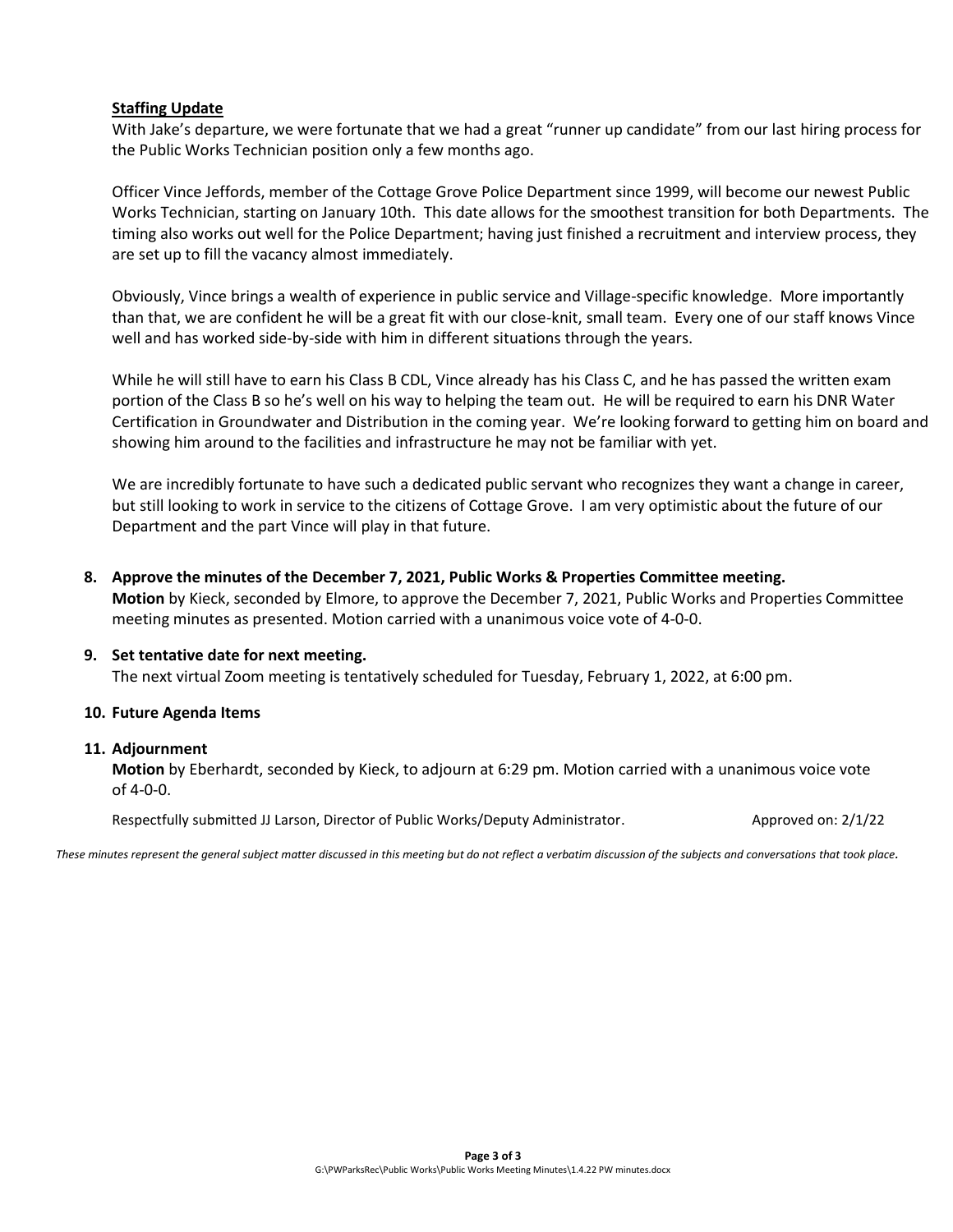**Staffing Update**

With Jake's departure, we were fortunate that we had a great "runner up candidate" from our last hiring process for the Public Works Technician position only a few months ago.

Officer Vince Jeffords, member of the Cottage Grove Police Department since 1999, will become our newest Public Works Technician, starting on January 10th. This date allows for the smoothest transition for both Departments. The timing also works out well for the Police Department; having just finished a recruitment and interview process, they are set up to fill the vacancy almost immediately.

Obviously, Vince brings a wealth of experience in public service and Village-specific knowledge. More importantly than that, we are confident he will be a great fit with our close-knit, small team. Every one of our staff knows Vince well and has worked side-by-side with him in different situations through the years.

While he will still have to earn his Class B CDL, Vince already has his Class C, and he has passed the written exam portion of the Class B so he's well on his way to helping the team out. He will be required to earn his DNR Water Certification in Groundwater and Distribution in the coming year. We're looking forward to getting him on board and showing him around to the facilities and infrastructure he may not be familiar with yet.

We are incredibly fortunate to have such a dedicated public servant who recognizes they want a change in career, but still looking to work in service to the citizens of Cottage Grove. I am very optimistic about the future of our Department and the part Vince will play in that future.

8. **Approve the minutes of the December 7, 2021, Public Works & Properties Committee meeting.**
   **Motion** by Kieck, seconded by Elmore, to approve the December 7, 2021, Public Works and Properties Committee meeting minutes as presented. Motion carried with a unanimous voice vote of 4-0-0.

9. **Set tentative date for next meeting.**
   The next virtual Zoom meeting is tentatively scheduled for Tuesday, February 1, 2022, at 6:00 pm.

10. **Future Agenda Items**

11. **Adjournment**
    **Motion** by Eberhardt, seconded by Kieck, to adjourn at 6:29 pm. Motion carried with a unanimous voice vote of 4-0-0.

Respectfully submitted JJ Larson, Director of Public Works/Deputy Administrator. Approved on: 2/1/22

*These minutes represent the general subject matter discussed in this meeting but do not reflect a verbatim discussion of the subjects and conversations that took place.*

G:\PWParksRec\Public Works\Public Works Meeting Minutes\1.4.22 PW minutes.docx